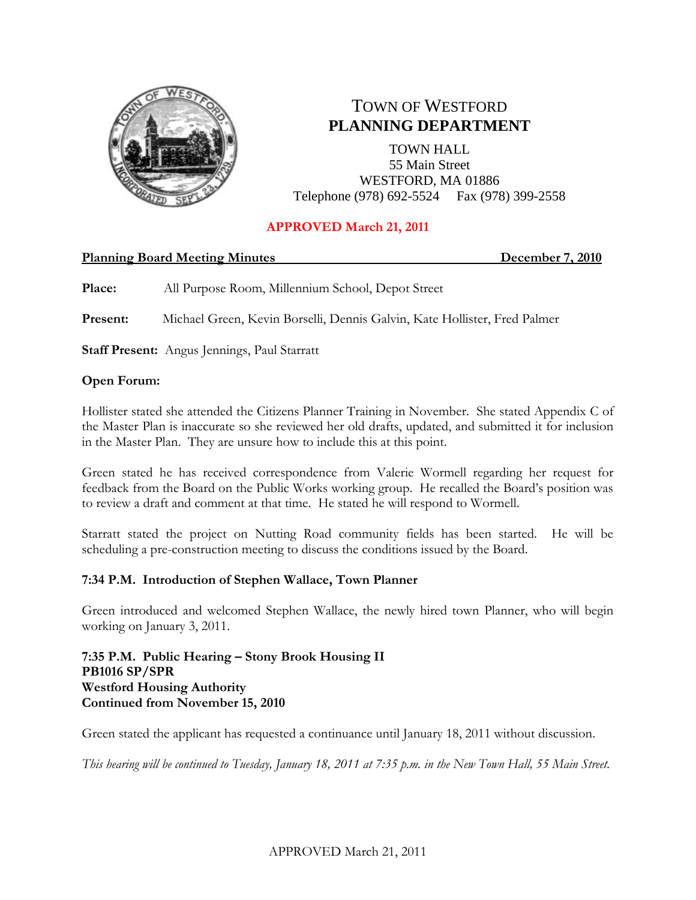# TOWN OF WESTFORD
## PLANNING DEPARTMENT

TOWN HALL
55 Main Street
WESTFORD, MA 01886
Telephone (978) 692-5524 Fax (978) 399-2558

**APPROVED March 21, 2011**

**Planning Board Meeting Minutes** **December 7, 2010**

**Place:** All Purpose Room, Millennium School, Depot Street

**Present:** Michael Green, Kevin Borselli, Dennis Galvin, Kate Hollister, Fred Palmer

**Staff Present:** Angus Jennings, Paul Starratt

**Open Forum:**

Hollister stated she attended the Citizens Planner Training in November. She stated Appendix C of the Master Plan is inaccurate so she reviewed her old drafts, updated, and submitted it for inclusion in the Master Plan. They are unsure how to include this at this point.

Green stated he has received correspondence from Valerie Wormell regarding her request for feedback from the Board on the Public Works working group. He recalled the Board's position was to review a draft and comment at that time. He stated he will respond to Wormell.

Starratt stated the project on Nutting Road community fields has been started. He will be scheduling a pre-construction meeting to discuss the conditions issued by the Board.

**7:34 P.M. Introduction of Stephen Wallace, Town Planner**

Green introduced and welcomed Stephen Wallace, the newly hired town Planner, who will begin working on January 3, 2011.

**7:35 P.M. Public Hearing – Stony Brook Housing II**
**PB1016 SP/SPR**
**Westford Housing Authority**
**Continued from November 15, 2010**

Green stated the applicant has requested a continuance until January 18, 2011 without discussion.

*This hearing will be continued to Tuesday, January 18, 2011 at 7:35 p.m. in the New Town Hall, 55 Main Street.*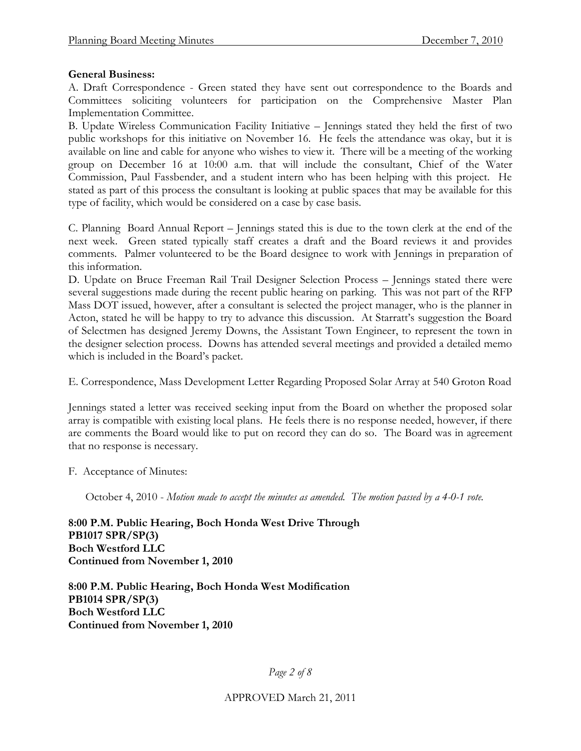**General Business:**

A. Draft Correspondence - Green stated they have sent out correspondence to the Boards and Committees soliciting volunteers for participation on the Comprehensive Master Plan Implementation Committee.

B. Update Wireless Communication Facility Initiative – Jennings stated they held the first of two public workshops for this initiative on November 16. He feels the attendance was okay, but it is available on line and cable for anyone who wishes to view it. There will be a meeting of the working group on December 16 at 10:00 a.m. that will include the consultant, Chief of the Water Commission, Paul Fassbender, and a student intern who has been helping with this project. He stated as part of this process the consultant is looking at public spaces that may be available for this type of facility, which would be considered on a case by case basis.

C. Planning Board Annual Report – Jennings stated this is due to the town clerk at the end of the next week. Green stated typically staff creates a draft and the Board reviews it and provides comments. Palmer volunteered to be the Board designee to work with Jennings in preparation of this information.

D. Update on Bruce Freeman Rail Trail Designer Selection Process – Jennings stated there were several suggestions made during the recent public hearing on parking. This was not part of the RFP Mass DOT issued, however, after a consultant is selected the project manager, who is the planner in Acton, stated he will be happy to try to advance this discussion. At Starratt's suggestion the Board of Selectmen has designed Jeremy Downs, the Assistant Town Engineer, to represent the town in the designer selection process. Downs has attended several meetings and provided a detailed memo which is included in the Board's packet.

E. Correspondence, Mass Development Letter Regarding Proposed Solar Array at 540 Groton Road

Jennings stated a letter was received seeking input from the Board on whether the proposed solar array is compatible with existing local plans. He feels there is no response needed, however, if there are comments the Board would like to put on record they can do so. The Board was in agreement that no response is necessary.

F. Acceptance of Minutes:

October 4, 2010 - *Motion made to accept the minutes as amended. The motion passed by a 4-0-1 vote.*

**8:00 P.M. Public Hearing, Boch Honda West Drive Through**
**PB1017 SPR/SP(3)**
**Boch Westford LLC**
**Continued from November 1, 2010**

**8:00 P.M. Public Hearing, Boch Honda West Modification**
**PB1014 SPR/SP(3)**
**Boch Westford LLC**
**Continued from November 1, 2010**

APPROVED March 21, 2011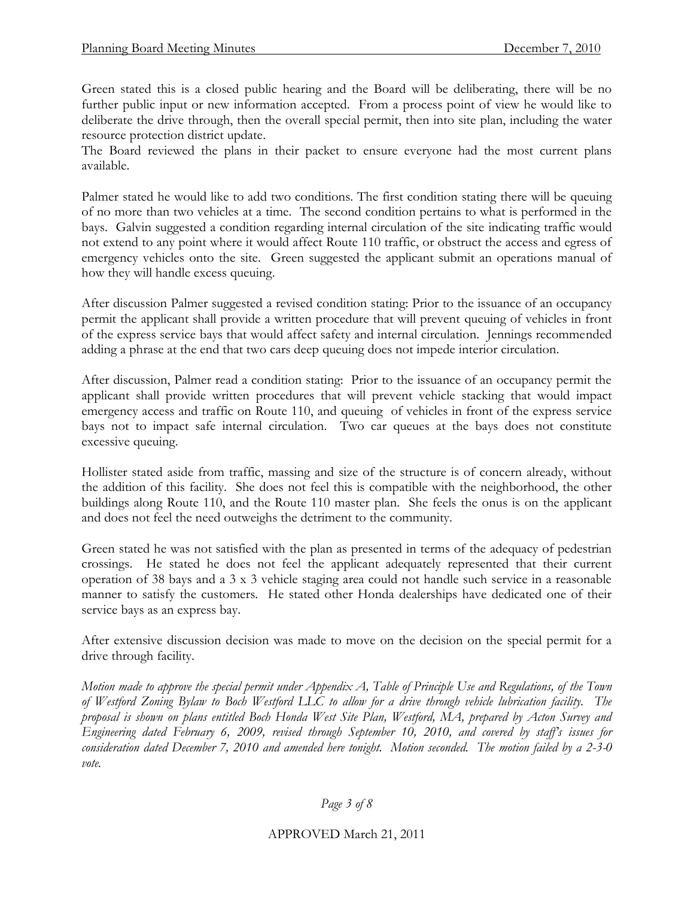Green stated this is a closed public hearing and the Board will be deliberating, there will be no further public input or new information accepted. From a process point of view he would like to deliberate the drive through, then the overall special permit, then into site plan, including the water resource protection district update.

The Board reviewed the plans in their packet to ensure everyone had the most current plans available.

Palmer stated he would like to add two conditions. The first condition stating there will be queuing of no more than two vehicles at a time. The second condition pertains to what is performed in the bays. Galvin suggested a condition regarding internal circulation of the site indicating traffic would not extend to any point where it would affect Route 110 traffic, or obstruct the access and egress of emergency vehicles onto the site. Green suggested the applicant submit an operations manual of how they will handle excess queuing.

After discussion Palmer suggested a revised condition stating: Prior to the issuance of an occupancy permit the applicant shall provide a written procedure that will prevent queuing of vehicles in front of the express service bays that would affect safety and internal circulation. Jennings recommended adding a phrase at the end that two cars deep queuing does not impede interior circulation.

After discussion, Palmer read a condition stating: Prior to the issuance of an occupancy permit the applicant shall provide written procedures that will prevent vehicle stacking that would impact emergency access and traffic on Route 110, and queuing of vehicles in front of the express service bays not to impact safe internal circulation. Two car queues at the bays does not constitute excessive queuing.

Hollister stated aside from traffic, massing and size of the structure is of concern already, without the addition of this facility. She does not feel this is compatible with the neighborhood, the other buildings along Route 110, and the Route 110 master plan. She feels the onus is on the applicant and does not feel the need outweighs the detriment to the community.

Green stated he was not satisfied with the plan as presented in terms of the adequacy of pedestrian crossings. He stated he does not feel the applicant adequately represented that their current operation of 38 bays and a 3 x 3 vehicle staging area could not handle such service in a reasonable manner to satisfy the customers. He stated other Honda dealerships have dedicated one of their service bays as an express bay.

After extensive discussion decision was made to move on the decision on the special permit for a drive through facility.

*Motion made to approve the special permit under Appendix A, Table of Principle Use and Regulations, of the Town of Westford Zoning Bylaw to Boch Westford LLC to allow for a drive through vehicle lubrication facility. The proposal is shown on plans entitled Boch Honda West Site Plan, Westford, MA, prepared by Acton Survey and Engineering dated February 6, 2009, revised through September 10, 2010, and covered by staff's issues for consideration dated December 7, 2010 and amended here tonight. Motion seconded. The motion failed by a 2-3-0 vote.*

APPROVED March 21, 2011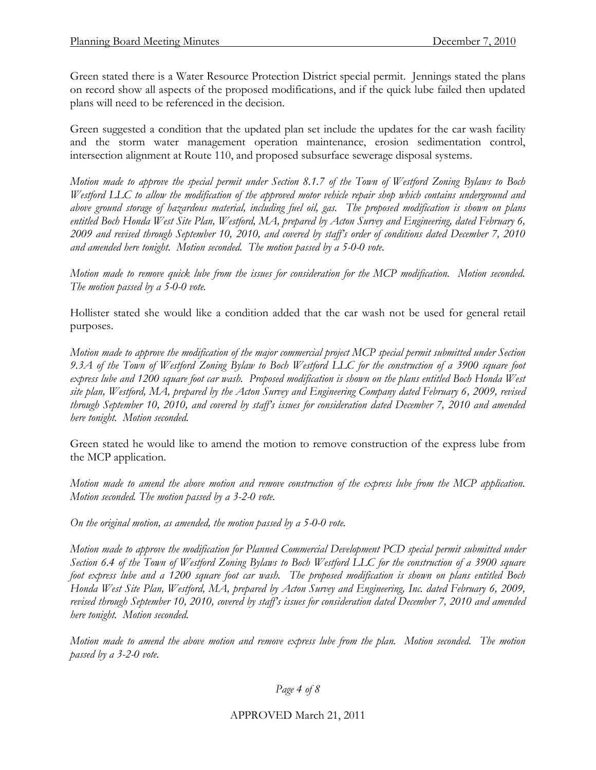Green stated there is a Water Resource Protection District special permit. Jennings stated the plans on record show all aspects of the proposed modifications, and if the quick lube failed then updated plans will need to be referenced in the decision.

Green suggested a condition that the updated plan set include the updates for the car wash facility and the storm water management operation maintenance, erosion sedimentation control, intersection alignment at Route 110, and proposed subsurface sewerage disposal systems.

*Motion made to approve the special permit under Section 8.1.7 of the Town of Westford Zoning Bylaws to Boch Westford LLC to allow the modification of the approved motor vehicle repair shop which contains underground and above ground storage of hazardous material, including fuel oil, gas. The proposed modification is shown on plans entitled Boch Honda West Site Plan, Westford, MA, prepared by Acton Survey and Engineering, dated February 6, 2009 and revised through September 10, 2010, and covered by staff's order of conditions dated December 7, 2010 and amended here tonight. Motion seconded. The motion passed by a 5-0-0 vote.*

*Motion made to remove quick lube from the issues for consideration for the MCP modification. Motion seconded. The motion passed by a 5-0-0 vote.*

Hollister stated she would like a condition added that the car wash not be used for general retail purposes.

*Motion made to approve the modification of the major commercial project MCP special permit submitted under Section 9.3A of the Town of Westford Zoning Bylaw to Boch Westford LLC for the construction of a 3900 square foot express lube and 1200 square foot car wash. Proposed modification is shown on the plans entitled Boch Honda West site plan, Westford, MA, prepared by the Acton Survey and Engineering Company dated February 6, 2009, revised through September 10, 2010, and covered by staff's issues for consideration dated December 7, 2010 and amended here tonight. Motion seconded.*

Green stated he would like to amend the motion to remove construction of the express lube from the MCP application.

*Motion made to amend the above motion and remove construction of the express lube from the MCP application. Motion seconded. The motion passed by a 3-2-0 vote.*

*On the original motion, as amended, the motion passed by a 5-0-0 vote.*

*Motion made to approve the modification for Planned Commercial Development PCD special permit submitted under Section 6.4 of the Town of Westford Zoning Bylaws to Boch Westford LLC for the construction of a 3900 square foot express lube and a 1200 square foot car wash. The proposed modification is shown on plans entitled Boch Honda West Site Plan, Westford, MA, prepared by Acton Survey and Engineering, Inc. dated February 6, 2009, revised through September 10, 2010, covered by staff's issues for consideration dated December 7, 2010 and amended here tonight. Motion seconded.*

*Motion made to amend the above motion and remove express lube from the plan. Motion seconded. The motion passed by a 3-2-0 vote.*

APPROVED March 21, 2011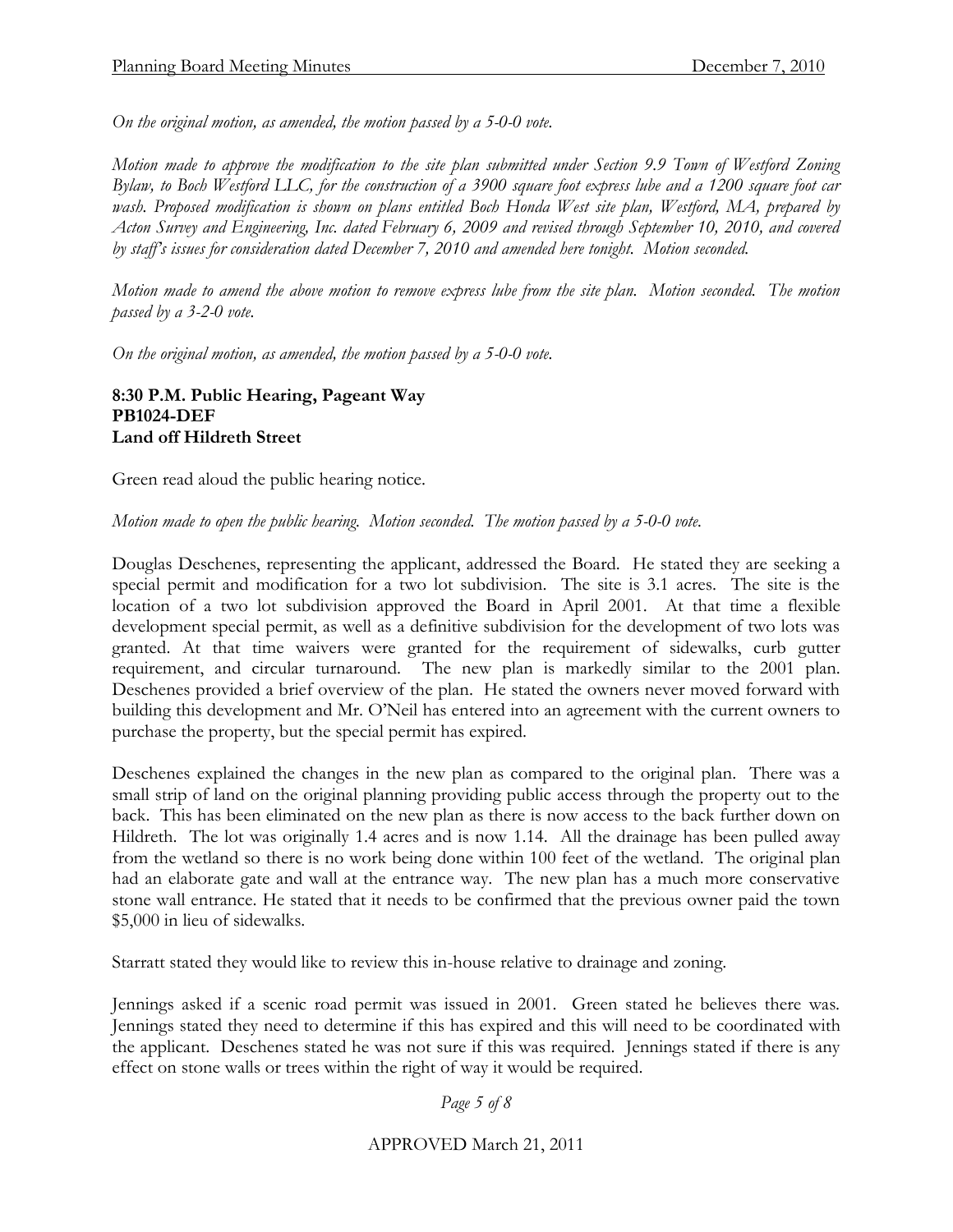*On the original motion, as amended, the motion passed by a 5-0-0 vote.*

*Motion made to approve the modification to the site plan submitted under Section 9.9 Town of Westford Zoning Bylaw, to Boch Westford LLC, for the construction of a 3900 square foot express lube and a 1200 square foot car wash. Proposed modification is shown on plans entitled Boch Honda West site plan, Westford, MA, prepared by Acton Survey and Engineering, Inc. dated February 6, 2009 and revised through September 10, 2010, and covered by staff's issues for consideration dated December 7, 2010 and amended here tonight. Motion seconded.*

*Motion made to amend the above motion to remove express lube from the site plan. Motion seconded. The motion passed by a 3-2-0 vote.*

*On the original motion, as amended, the motion passed by a 5-0-0 vote.*

**8:30 P.M. Public Hearing, Pageant Way**
**PB1024-DEF**
**Land off Hildreth Street**

Green read aloud the public hearing notice.

*Motion made to open the public hearing. Motion seconded. The motion passed by a 5-0-0 vote.*

Douglas Deschenes, representing the applicant, addressed the Board. He stated they are seeking a special permit and modification for a two lot subdivision. The site is 3.1 acres. The site is the location of a two lot subdivision approved the Board in April 2001. At that time a flexible development special permit, as well as a definitive subdivision for the development of two lots was granted. At that time waivers were granted for the requirement of sidewalks, curb gutter requirement, and circular turnaround. The new plan is markedly similar to the 2001 plan. Deschenes provided a brief overview of the plan. He stated the owners never moved forward with building this development and Mr. O'Neil has entered into an agreement with the current owners to purchase the property, but the special permit has expired.

Deschenes explained the changes in the new plan as compared to the original plan. There was a small strip of land on the original planning providing public access through the property out to the back. This has been eliminated on the new plan as there is now access to the back further down on Hildreth. The lot was originally 1.4 acres and is now 1.14. All the drainage has been pulled away from the wetland so there is no work being done within 100 feet of the wetland. The original plan had an elaborate gate and wall at the entrance way. The new plan has a much more conservative stone wall entrance. He stated that it needs to be confirmed that the previous owner paid the town $5,000 in lieu of sidewalks.

Starratt stated they would like to review this in-house relative to drainage and zoning.

Jennings asked if a scenic road permit was issued in 2001. Green stated he believes there was. Jennings stated they need to determine if this has expired and this will need to be coordinated with the applicant. Deschenes stated he was not sure if this was required. Jennings stated if there is any effect on stone walls or trees within the right of way it would be required.

APPROVED March 21, 2011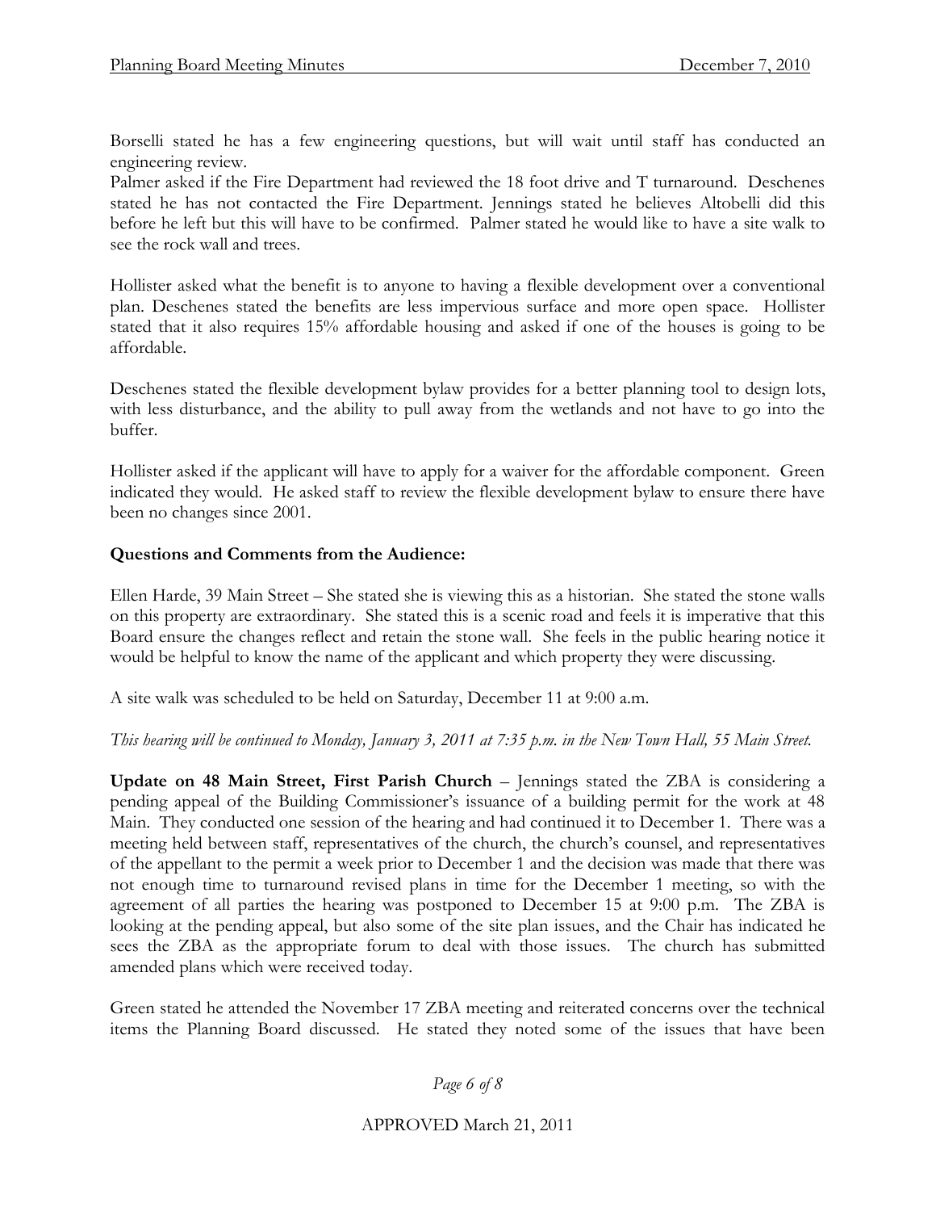Borselli stated he has a few engineering questions, but will wait until staff has conducted an engineering review.

Palmer asked if the Fire Department had reviewed the 18 foot drive and T turnaround. Deschenes stated he has not contacted the Fire Department. Jennings stated he believes Altobelli did this before he left but this will have to be confirmed. Palmer stated he would like to have a site walk to see the rock wall and trees.

Hollister asked what the benefit is to anyone to having a flexible development over a conventional plan. Deschenes stated the benefits are less impervious surface and more open space. Hollister stated that it also requires 15% affordable housing and asked if one of the houses is going to be affordable.

Deschenes stated the flexible development bylaw provides for a better planning tool to design lots, with less disturbance, and the ability to pull away from the wetlands and not have to go into the buffer.

Hollister asked if the applicant will have to apply for a waiver for the affordable component. Green indicated they would. He asked staff to review the flexible development bylaw to ensure there have been no changes since 2001.

**Questions and Comments from the Audience:**

Ellen Harde, 39 Main Street – She stated she is viewing this as a historian. She stated the stone walls on this property are extraordinary. She stated this is a scenic road and feels it is imperative that this Board ensure the changes reflect and retain the stone wall. She feels in the public hearing notice it would be helpful to know the name of the applicant and which property they were discussing.

A site walk was scheduled to be held on Saturday, December 11 at 9:00 a.m.

*This hearing will be continued to Monday, January 3, 2011 at 7:35 p.m. in the New Town Hall, 55 Main Street.*

**Update on 48 Main Street, First Parish Church** – Jennings stated the ZBA is considering a pending appeal of the Building Commissioner's issuance of a building permit for the work at 48 Main. They conducted one session of the hearing and had continued it to December 1. There was a meeting held between staff, representatives of the church, the church's counsel, and representatives of the appellant to the permit a week prior to December 1 and the decision was made that there was not enough time to turnaround revised plans in time for the December 1 meeting, so with the agreement of all parties the hearing was postponed to December 15 at 9:00 p.m. The ZBA is looking at the pending appeal, but also some of the site plan issues, and the Chair has indicated he sees the ZBA as the appropriate forum to deal with those issues. The church has submitted amended plans which were received today.

Green stated he attended the November 17 ZBA meeting and reiterated concerns over the technical items the Planning Board discussed. He stated they noted some of the issues that have been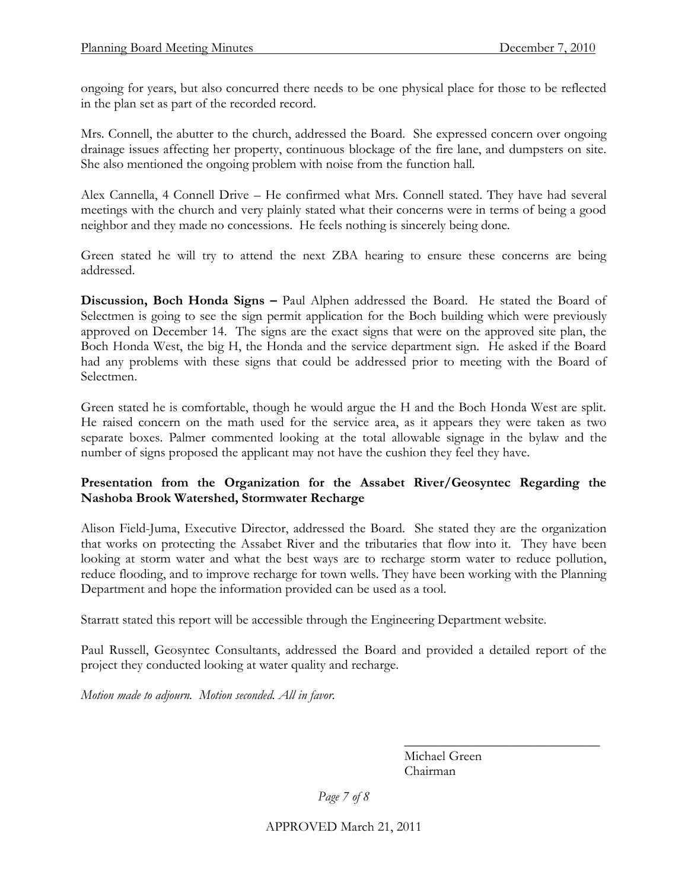ongoing for years, but also concurred there needs to be one physical place for those to be reflected in the plan set as part of the recorded record.

Mrs. Connell, the abutter to the church, addressed the Board. She expressed concern over ongoing drainage issues affecting her property, continuous blockage of the fire lane, and dumpsters on site. She also mentioned the ongoing problem with noise from the function hall.

Alex Cannella, 4 Connell Drive – He confirmed what Mrs. Connell stated. They have had several meetings with the church and very plainly stated what their concerns were in terms of being a good neighbor and they made no concessions. He feels nothing is sincerely being done.

Green stated he will try to attend the next ZBA hearing to ensure these concerns are being addressed.

**Discussion, Boch Honda Signs –** Paul Alphen addressed the Board. He stated the Board of Selectmen is going to see the sign permit application for the Boch building which were previously approved on December 14. The signs are the exact signs that were on the approved site plan, the Boch Honda West, the big H, the Honda and the service department sign. He asked if the Board had any problems with these signs that could be addressed prior to meeting with the Board of Selectmen.

Green stated he is comfortable, though he would argue the H and the Boch Honda West are split. He raised concern on the math used for the service area, as it appears they were taken as two separate boxes. Palmer commented looking at the total allowable signage in the bylaw and the number of signs proposed the applicant may not have the cushion they feel they have.

**Presentation from the Organization for the Assabet River/Geosyntec Regarding the Nashoba Brook Watershed, Stormwater Recharge**

Alison Field-Juma, Executive Director, addressed the Board. She stated they are the organization that works on protecting the Assabet River and the tributaries that flow into it. They have been looking at storm water and what the best ways are to recharge storm water to reduce pollution, reduce flooding, and to improve recharge for town wells. They have been working with the Planning Department and hope the information provided can be used as a tool.

Starratt stated this report will be accessible through the Engineering Department website.

Paul Russell, Geosyntec Consultants, addressed the Board and provided a detailed report of the project they conducted looking at water quality and recharge.

*Motion made to adjourn. Motion seconded. All in favor.*

\_\_\_\_\_\_\_\_\_\_\_\_\_\_\_\_\_\_\_\_\_\_\_\_\_\_\_\_\_\_

Michael Green
Chairman

APPROVED March 21, 2011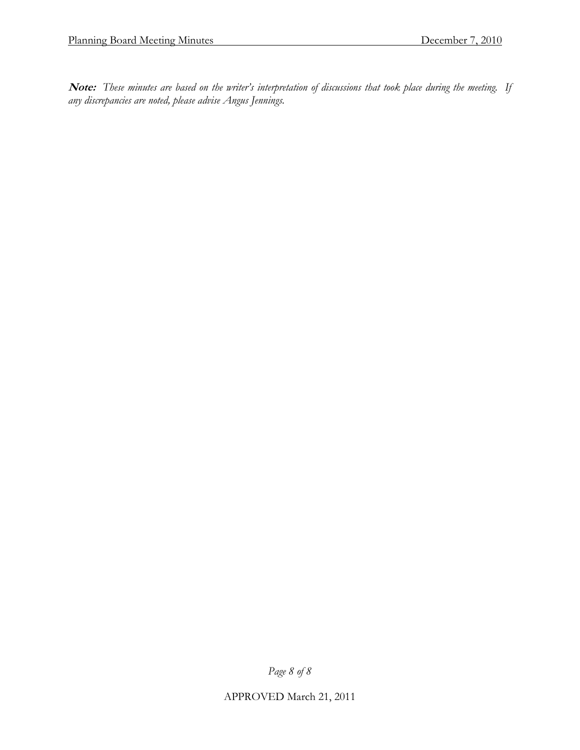***Note:*** *These minutes are based on the writer's interpretation of discussions that took place during the meeting. If any discrepancies are noted, please advise Angus Jennings.*

APPROVED March 21, 2011